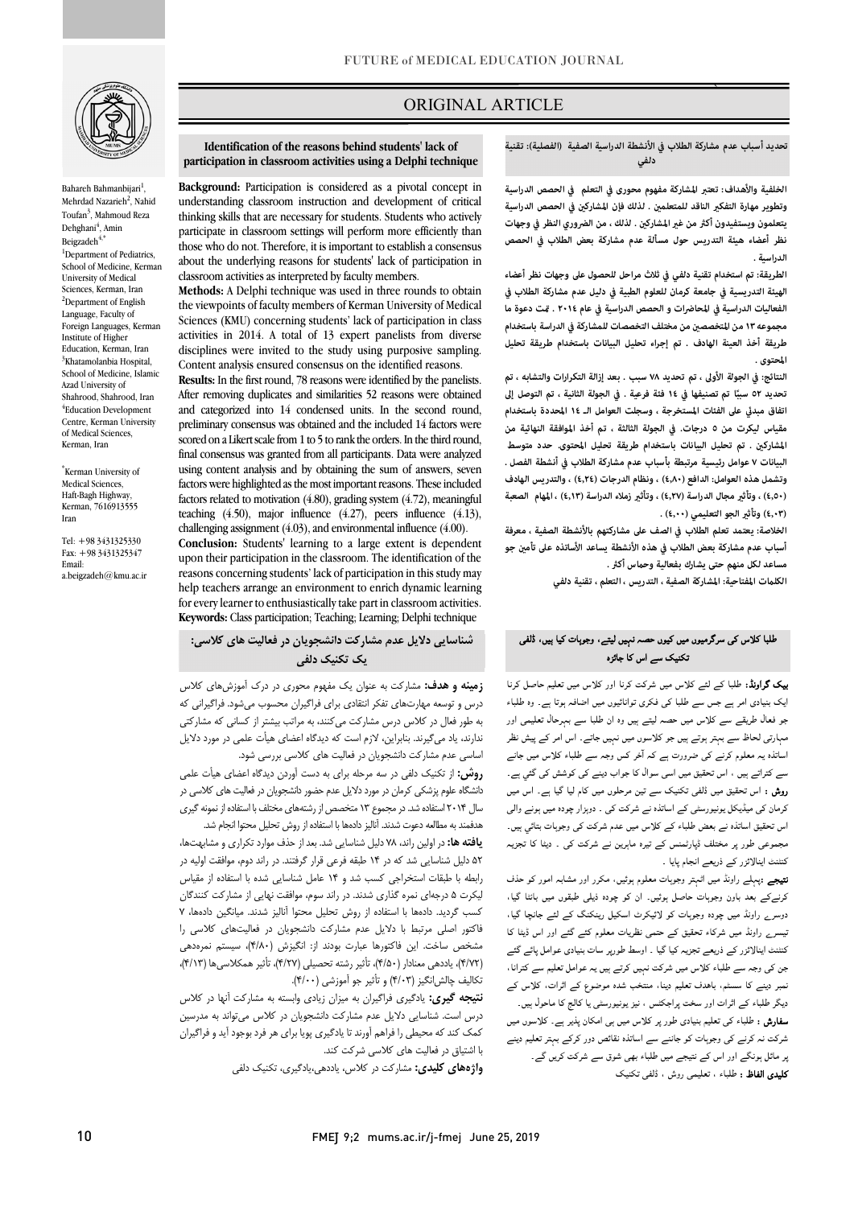ORIGINAL ARTICLE

# Identification of the reasons behind students' lack of participation in classroom activities using a Delphi technique

Bahareh Bahmanbijari[1], Mehrdad Nazarieh[2], Nahid Toufan[3], Mahmoud Reza Dehghani[4], Amin Beigzadeh[4,*]

[1]Department of Pediatrics, School of Medicine, Kerman University of Medical Sciences, Kerman, Iran
[2]Department of English Language, Faculty of Foreign Languages, Kerman Institute of Higher Education, Kerman, Iran
[3]Khatamolanbia Hospital, School of Medicine, Islamic Azad University of Shahrood, Shahrood, Iran
[4]Education Development Centre, Kerman University of Medical Sciences, Kerman, Iran

*Kerman University of Medical Sciences, Haft-Bagh Highway, Kerman, 7616913555 Iran

Tel: +98 3431325330
Fax: +98 3431325347
Email: a.beigzadeh@kmu.ac.ir

**Background:** Participation is considered as a pivotal concept in understanding classroom instruction and development of critical thinking skills that are necessary for students. Students who actively participate in classroom settings will perform more efficiently than those who do not. Therefore, it is important to establish a consensus about the underlying reasons for students' lack of participation in classroom activities as interpreted by faculty members.

**Methods:** A Delphi technique was used in three rounds to obtain the viewpoints of faculty members of Kerman University of Medical Sciences (KMU) concerning students' lack of participation in class activities in 2014. A total of 13 expert panelists from diverse disciplines were invited to the study using purposive sampling. Content analysis ensured consensus on the identified reasons.

**Results:** In the first round, 78 reasons were identified by the panelists. After removing duplicates and similarities 52 reasons were obtained and categorized into 14 condensed units. In the second round, preliminary consensus was obtained and the included 14 factors were scored on a Likert scale from 1 to 5 to rank the orders. In the third round, final consensus was granted from all participants. Data were analyzed using content analysis and by obtaining the sum of answers, seven factors were highlighted as the most important reasons. These included factors related to motivation (4.80), grading system (4.72), meaningful teaching (4.50), major influence (4.27), peers influence (4.13), challenging assignment (4.03), and environmental influence (4.00).

**Conclusion:** Students' learning to a large extent is dependent upon their participation in the classroom. The identification of the reasons concerning students' lack of participation in this study may help teachers arrange an environment to enrich dynamic learning for every learner to enthusiastically take part in classroom activities.

**Keywords:** Class participation; Teaching; Learning; Delphi technique

## تحديد أسباب عدم مشاركة الطلاب في الأنشطة الدراسية الصفية (الفصلية): تقنية دلفي

**الخلفية والأهداف:** تعتبر المشاركة مفهوم محوري في التعلم في الحصص الدراسية وتطوير مهارة التفكير الناقد للمتعلمين . لذلك فإن المشاركين في الحصص الدراسية يتعلمون ويستفيدون أكثر من غير المشاركين . لذلك ، من الضروري النظر في وجهات نظر أعضاء هيئة التدريس حول مسألة عدم مشاركة بعض الطلاب في الحصص الدراسية .

**الطريقة:** تم استخدام تقنية دلفي في ثلاث مراحل للحصول على وجهات نظر أعضاء الهيئة التدريسية في جامعة كرمان للعلوم الطبية في دليل عدم مشاركة الطلاب في الفعاليات الدراسية في المحاضرات و الحصص الدراسية في عام ٢٠١٤ . تمت دعوة ما مجموعه ١٣ من المتخصصين من مختلف التخصصات للمشاركة في الدراسة باستخدام طريقة أخذ العينة الهادف . تم إجراء تحليل البيانات باستخدام طريقة تحليل المحتوى .

**النتائج:** في الجولة الأولى ، تم تحديد ٧٨ سبب . بعد إزالة التكرارات والتشابه ، تم تحديد ٥٢ سبباً تم تصنيفها في ١٤ فئة فرعية . في الجولة الثانية ، تم التوصل إلى اتفاق مبدئي على الفئات المستخرجة ، وسجلت العوامل الـ ١٤ المحددة باستخدام مقياس ليكرت من ٥ درجات. في الجولة الثالثة ، تم أخذ الموافقة النهائية من المشاركين . تم تحليل البيانات باستخدام طريقة تحليل المحتوى. حدد متوسط البيانات ٧ عوامل رئيسية مرتبطة بأسباب عدم مشاركة الطلاب في أنشطة الفصل . وتشمل هذه العوامل: الدافع (٤,٨٠) ، ونظام الدرجات (٤,٧٢) ، والتدريس الهادف (٤,٥٠) ، وتأثير مجال الدراسة (٤,٢٧) ، وتأثير زملاء الدراسة (٤,١٣) ، المهام الصعبة (٤,٠٣) وتأثير الجو التعليمي (٤,٠٠) .

**الخلاصة:** يعتمد تعلم الطلاب في الصف على مشاركتهم بالأنشطة الصفية ، معرفة أسباب عدم مشاركة بعض الطلاب في هذه الأنشطة يساعد الأساتذه على تأمين جو مساعد لكل منهم حتى يشارك بفعالية وحماس أكثر .

**الكلمات المفتاحية:** المشاركة الصفية ، التدريس ، التعلم ، تقنية دلفي

## شناسایی دلایل عدم مشارکت دانشجویان در فعالیت های کلاسی: یک تکنیک دلفی

**زمینه و هدف:** مشارکت به عنوان یک مفهوم محوری در درک آموزش‌های کلاس درس و توسعه مهارت‌های تفکر انتقادی برای فراگیران محسوب می‌شود. فراگیرانی که به طور فعال در کلاس درس مشارکت می‌کنند، به مراتب بیشتر از کسانی که مشارکتی ندارند، یاد می‌گیرند. بنابراین، لازم است که دیدگاه اعضای هیأت علمی در مورد دلایل اساسی عدم مشارکت دانشجویان در فعالیت های کلاسی بررسی شود.

**روش:** از تکنیک دلفی در سه مرحله برای به دست آوردن دیدگاه اعضای هیأت علمی دانشگاه علوم پزشکی کرمان در مورد دلایل عدم حضور دانشجویان در فعالیت های کلاسی در سال ۲۰۱۴ استفاده شد. در مجموع ۱۳ متخصص از رشته‌های مختلف با استفاده از نمونه گیری هدفمند به مطالعه دعوت شدند. آنالیز داده‌ها با استفاده از روش تحلیل محتوا انجام شد.

**یافته ها:** در اولین راند، ۷۸ دلیل شناسایی شد. بعد از حذف موارد تکراری و مشابهت‌ها، ۵۲ دلیل شناسایی شد که در ۱۴ طبقه فرعی قرار گرفتند. در راند دوم، موافقت اولیه در رابطه با طبقات استخراجی کسب شد و ۱۴ عامل شناسایی شده با استفاده از مقیاس لیکرت ۵ درجه‌ای نمره گذاری شدند. در راند سوم، موافقت نهایی از مشارکت کنندگان کسب گردید. داده‌ها با استفاده از روش تحلیل محتوا آنالیز شدند. میانگین داده‌ها، ۷ فاکتور اصلی مرتبط با دلایل عدم مشارکت دانشجویان در فعالیت‌های کلاسی را مشخص ساخت. این فاکتورها عبارت بودند از: انگیزش (۴/۸۰)، سیستم نمره‌دهی (۴/۷۲)، یاددهی معنادار (۴/۵۰)، تأثیر رشته تحصیلی (۴/۲۷)، تأثیر همکلاسی‌ها (۴/۱۳)، تکالیف چالش‌انگیز (۴/۰۳) و تأثیر جو آموزشی (۴/۰۰).

**نتیجه گیری:** یادگیری فراگیران به میزان زیادی وابسته به مشارکت آنها در کلاس درس است. شناسایی دلایل عدم مشارکت دانشجویان در کلاس می‌تواند به مدرسین کمک کند که محیطی را فراهم آورند تا یادگیری پویا برای هر فرد بوجود آید و فراگیران با اشتیاق در فعالیت های کلاسی شرکت کنند.

**واژه‌های کلیدی:** مشارکت در کلاس، یاددهی،یادگیری، تکنیک دلفی

## طلبا کلاس کی سرگرمیوں میں کیوں حصہ نہیں لیتے، وجوہات کیا ہیں، ڈلفی تکنیک سے اس کا جائزہ

**بیک گراونڈ:** طلبا کے لئے کلاس میں شرکت کرنا اور کلاس میں تعلیم حاصل کرنا ایک بنیادی امر ہے جس سے طلبا کی فکری توانائیوں میں اضافہ ہوتا ہے۔ وہ طلباء جو فعال طریقے سے کلاس میں حصہ لیتے ہیں وہ ان طلبا سے بہرحال تعلیمی اور مہارتی لحاظ سے بہتر ہوتے ہیں جو کلاسوں میں نہیں جاتے۔ اس امر کے پیش نظر اساتذہ یہ معلوم کرنے کی ضرورت ہے کہ آخر کس وجہ سے طلباء کلاس میں جانے سے کتراتے ہیں ، اس تحقیق میں اسی سوال کا جواب دینے کی کوشش کی گئي ہے۔

**روش :** اس تحقیق میں ڈلفی تکنیک سے تین مرحلوں میں کام لیا گیا ہے۔ اس میں کرمان کی میڈیکل یونیورسٹی کے اساتذہ نے شرکت کی ۔ دوہزار چودہ میں ہونے والی اس تحقیق میں اساتذہ نے بعض طلباء کے کلاس میں عدم شرکت کی وجوہات بتائي ہیں۔ مجموعی طور پر مختلف ڈپارٹمنس کے تیرہ ماہرین نے شرکت کی ۔ ڈیٹا کا تجزیہ کنٹنٹ اینالائزر کے ذریعے انجام پایا ۔

**نتیجے :**پہلے راونڈ میں اٹہتر وجوہات معلوم ہوئيں، مکرر اور مشابہ امور کو حذف کرنےکے بعد باون وجوہات حاصل ہوئيں۔ ان کو چودہ ذیلی طبقوں میں بانٹا گيا، دوسرے راونڈ میں چودہ وجوہات کو لائیکرٹ اسکیل رینکنگ کے لئے جانچا گيا، تیسرے راونڈ میں شرکاء تحقیق کے حتمی نظریات معلوم کئے گئے اور اس ڈیٹا کا کنٹنٹ اینالائزر کے ذریعے تجزیہ کیا گيا ۔ اوسط طورپر سات بنیادی عوامل پائے گئے جن کی وجہ سے طلباء کلاس میں شرکت نہیں کرتے ہیں یہ عوامل تعلیم سے کترانا، نمبر دینے کا سسٹم، باہدف تعلیم دینا، منتخب شدہ موضوع کے اثرات، کلاس کے دیگر طلباء کے اثرات اور سخت پراجکٹس ، نیز یونیورسٹی یا کالج کا ماحول ہیں۔

**سفارش :** طلباء کی تعلیم بنیادی طور پر کلاس میں ہی امکان پذیر ہے۔ کلاسوں میں شرکت نہ کرنے کی وجوہات کو جاننے سے اساتذہ نقائص دور کرکے بہتر تعلیم دینے پر مائل ہونگے اور اس کے نتیجے میں طلباء بھی شوق سے شرکت کریں گے۔

**کلیدی الفاظ :** طلباء ، تعلیمی روش ، ڈلفی تکنیک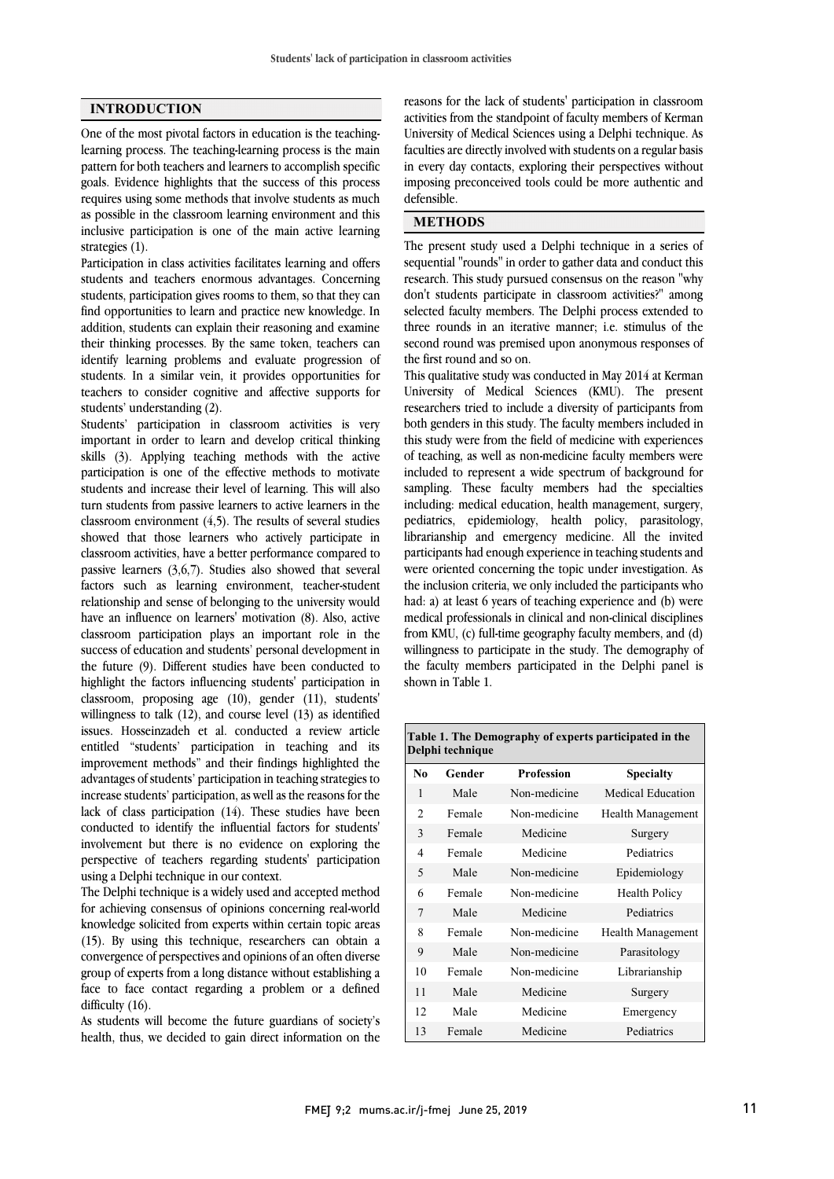## INTRODUCTION

One of the most pivotal factors in education is the teaching-learning process. The teaching-learning process is the main pattern for both teachers and learners to accomplish specific goals. Evidence highlights that the success of this process requires using some methods that involve students as much as possible in the classroom learning environment and this inclusive participation is one of the main active learning strategies (1).

Participation in class activities facilitates learning and offers students and teachers enormous advantages. Concerning students, participation gives rooms to them, so that they can find opportunities to learn and practice new knowledge. In addition, students can explain their reasoning and examine their thinking processes. By the same token, teachers can identify learning problems and evaluate progression of students. In a similar vein, it provides opportunities for teachers to consider cognitive and affective supports for students' understanding (2).

Students' participation in classroom activities is very important in order to learn and develop critical thinking skills (3). Applying teaching methods with the active participation is one of the effective methods to motivate students and increase their level of learning. This will also turn students from passive learners to active learners in the classroom environment (4,5). The results of several studies showed that those learners who actively participate in classroom activities, have a better performance compared to passive learners (3,6,7). Studies also showed that several factors such as learning environment, teacher-student relationship and sense of belonging to the university would have an influence on learners' motivation (8). Also, active classroom participation plays an important role in the success of education and students' personal development in the future (9). Different studies have been conducted to highlight the factors influencing students' participation in classroom, proposing age (10), gender (11), students' willingness to talk (12), and course level (13) as identified issues. Hosseinzadeh et al. conducted a review article entitled "students' participation in teaching and its improvement methods" and their findings highlighted the advantages of students' participation in teaching strategies to increase students' participation, as well as the reasons for the lack of class participation (14). These studies have been conducted to identify the influential factors for students' involvement but there is no evidence on exploring the perspective of teachers regarding students' participation using a Delphi technique in our context.

The Delphi technique is a widely used and accepted method for achieving consensus of opinions concerning real-world knowledge solicited from experts within certain topic areas (15). By using this technique, researchers can obtain a convergence of perspectives and opinions of an often diverse group of experts from a long distance without establishing a face to face contact regarding a problem or a defined difficulty (16).

As students will become the future guardians of society's health, thus, we decided to gain direct information on the reasons for the lack of students' participation in classroom activities from the standpoint of faculty members of Kerman University of Medical Sciences using a Delphi technique. As faculties are directly involved with students on a regular basis in every day contacts, exploring their perspectives without imposing preconceived tools could be more authentic and defensible.

## METHODS

The present study used a Delphi technique in a series of sequential "rounds" in order to gather data and conduct this research. This study pursued consensus on the reason "why don't students participate in classroom activities?" among selected faculty members. The Delphi process extended to three rounds in an iterative manner; i.e. stimulus of the second round was premised upon anonymous responses of the first round and so on.

This qualitative study was conducted in May 2014 at Kerman University of Medical Sciences (KMU). The present researchers tried to include a diversity of participants from both genders in this study. The faculty members included in this study were from the field of medicine with experiences of teaching, as well as non-medicine faculty members were included to represent a wide spectrum of background for sampling. These faculty members had the specialties including: medical education, health management, surgery, pediatrics, epidemiology, health policy, parasitology, librarianship and emergency medicine. All the invited participants had enough experience in teaching students and were oriented concerning the topic under investigation. As the inclusion criteria, we only included the participants who had: a) at least 6 years of teaching experience and (b) were medical professionals in clinical and non-clinical disciplines from KMU, (c) full-time geography faculty members, and (d) willingness to participate in the study. The demography of the faculty members participated in the Delphi panel is shown in Table 1.

**Table 1. The Demography of experts participated in the Delphi technique**

| No | Gender | Profession | Specialty |
|---|---|---|---|
| 1 | Male | Non-medicine | Medical Education |
| 2 | Female | Non-medicine | Health Management |
| 3 | Female | Medicine | Surgery |
| 4 | Female | Medicine | Pediatrics |
| 5 | Male | Non-medicine | Epidemiology |
| 6 | Female | Non-medicine | Health Policy |
| 7 | Male | Medicine | Pediatrics |
| 8 | Female | Non-medicine | Health Management |
| 9 | Male | Non-medicine | Parasitology |
| 10 | Female | Non-medicine | Librarianship |
| 11 | Male | Medicine | Surgery |
| 12 | Male | Medicine | Emergency |
| 13 | Female | Medicine | Pediatrics |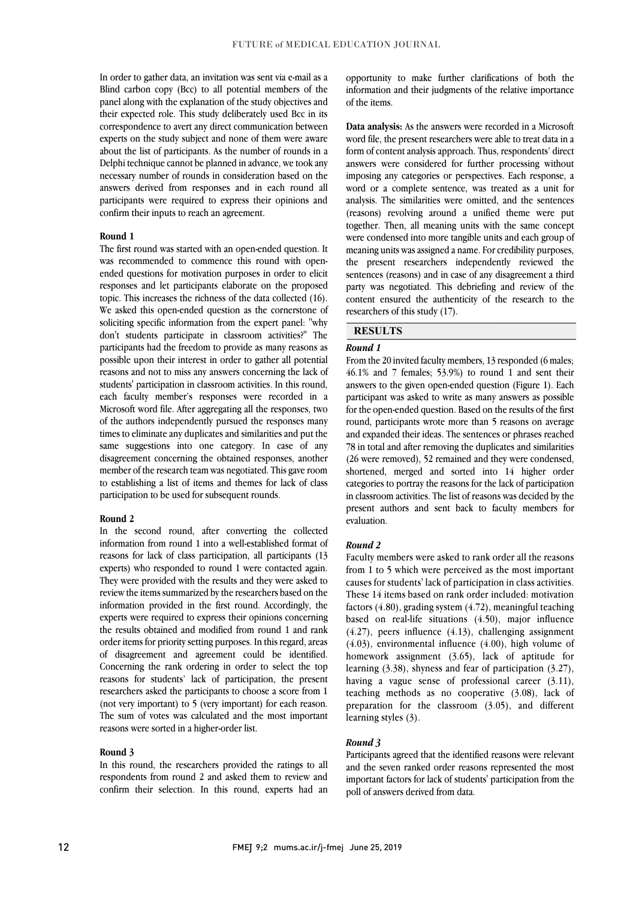In order to gather data, an invitation was sent via e-mail as a Blind carbon copy (Bcc) to all potential members of the panel along with the explanation of the study objectives and their expected role. This study deliberately used Bcc in its correspondence to avert any direct communication between experts on the study subject and none of them were aware about the list of participants. As the number of rounds in a Delphi technique cannot be planned in advance, we took any necessary number of rounds in consideration based on the answers derived from responses and in each round all participants were required to express their opinions and confirm their inputs to reach an agreement.

**Round 1**

The first round was started with an open-ended question. It was recommended to commence this round with open-ended questions for motivation purposes in order to elicit responses and let participants elaborate on the proposed topic. This increases the richness of the data collected (16). We asked this open-ended question as the cornerstone of soliciting specific information from the expert panel: "why don't students participate in classroom activities?" The participants had the freedom to provide as many reasons as possible upon their interest in order to gather all potential reasons and not to miss any answers concerning the lack of students' participation in classroom activities. In this round, each faculty member's responses were recorded in a Microsoft word file. After aggregating all the responses, two of the authors independently pursued the responses many times to eliminate any duplicates and similarities and put the same suggestions into one category. In case of any disagreement concerning the obtained responses, another member of the research team was negotiated. This gave room to establishing a list of items and themes for lack of class participation to be used for subsequent rounds.

**Round 2**

In the second round, after converting the collected information from round 1 into a well-established format of reasons for lack of class participation, all participants (13 experts) who responded to round 1 were contacted again. They were provided with the results and they were asked to review the items summarized by the researchers based on the information provided in the first round. Accordingly, the experts were required to express their opinions concerning the results obtained and modified from round 1 and rank order items for priority setting purposes. In this regard, areas of disagreement and agreement could be identified. Concerning the rank ordering in order to select the top reasons for students' lack of participation, the present researchers asked the participants to choose a score from 1 (not very important) to 5 (very important) for each reason. The sum of votes was calculated and the most important reasons were sorted in a higher-order list.

**Round 3**

In this round, the researchers provided the ratings to all respondents from round 2 and asked them to review and confirm their selection. In this round, experts had an opportunity to make further clarifications of both the information and their judgments of the relative importance of the items.

**Data analysis:** As the answers were recorded in a Microsoft word file, the present researchers were able to treat data in a form of content analysis approach. Thus, respondents' direct answers were considered for further processing without imposing any categories or perspectives. Each response, a word or a complete sentence, was treated as a unit for analysis. The similarities were omitted, and the sentences (reasons) revolving around a unified theme were put together. Then, all meaning units with the same concept were condensed into more tangible units and each group of meaning units was assigned a name. For credibility purposes, the present researchers independently reviewed the sentences (reasons) and in case of any disagreement a third party was negotiated. This debriefing and review of the content ensured the authenticity of the research to the researchers of this study (17).

## RESULTS

***Round 1***

From the 20 invited faculty members, 13 responded (6 males; 46.1% and 7 females; 53.9%) to round 1 and sent their answers to the given open-ended question (Figure 1). Each participant was asked to write as many answers as possible for the open-ended question. Based on the results of the first round, participants wrote more than 5 reasons on average and expanded their ideas. The sentences or phrases reached 78 in total and after removing the duplicates and similarities (26 were removed), 52 remained and they were condensed, shortened, merged and sorted into 14 higher order categories to portray the reasons for the lack of participation in classroom activities. The list of reasons was decided by the present authors and sent back to faculty members for evaluation.

***Round 2***

Faculty members were asked to rank order all the reasons from 1 to 5 which were perceived as the most important causes for students' lack of participation in class activities. These 14 items based on rank order included: motivation factors (4.80), grading system (4.72), meaningful teaching based on real-life situations (4.50), major influence (4.27), peers influence (4.13), challenging assignment (4.03), environmental influence (4.00), high volume of homework assignment (3.65), lack of aptitude for learning (3.38), shyness and fear of participation (3.27), having a vague sense of professional career (3.11), teaching methods as no cooperative (3.08), lack of preparation for the classroom (3.05), and different learning styles (3).

***Round 3***

Participants agreed that the identified reasons were relevant and the seven ranked order reasons represented the most important factors for lack of students' participation from the poll of answers derived from data.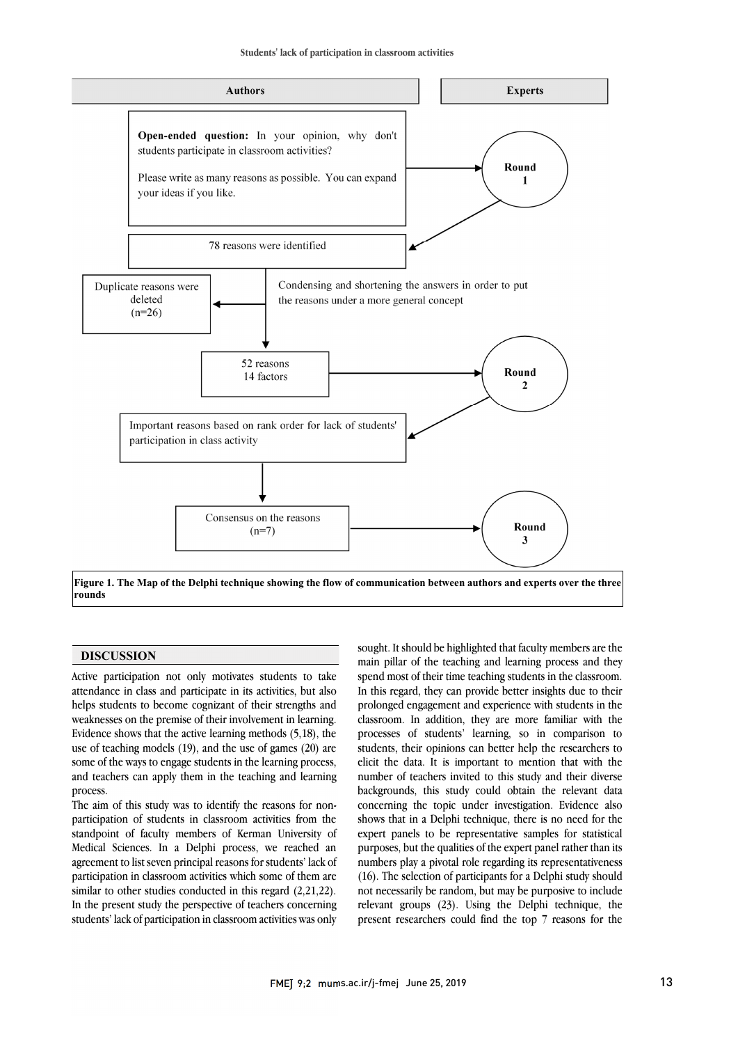**Authors** | **Experts**

**Open-ended question:** In your opinion, why don't students participate in classroom activities?

Please write as many reasons as possible. You can expand your ideas if you like.

→ **Round 1**

78 reasons were identified

Condensing and shortening the answers in order to put the reasons under a more general concept

Duplicate reasons were deleted (n=26)

52 reasons
14 factors

→ **Round 2**

Important reasons based on rank order for lack of students' participation in class activity

Consensus on the reasons (n=7)

→ **Round 3**

**Figure 1. The Map of the Delphi technique showing the flow of communication between authors and experts over the three rounds**

## DISCUSSION

Active participation not only motivates students to take attendance in class and participate in its activities, but also helps students to become cognizant of their strengths and weaknesses on the premise of their involvement in learning. Evidence shows that the active learning methods (5,18), the use of teaching models (19), and the use of games (20) are some of the ways to engage students in the learning process, and teachers can apply them in the teaching and learning process.

The aim of this study was to identify the reasons for non-participation of students in classroom activities from the standpoint of faculty members of Kerman University of Medical Sciences. In a Delphi process, we reached an agreement to list seven principal reasons for students' lack of participation in classroom activities which some of them are similar to other studies conducted in this regard (2,21,22). In the present study the perspective of teachers concerning students' lack of participation in classroom activities was only sought. It should be highlighted that faculty members are the main pillar of the teaching and learning process and they spend most of their time teaching students in the classroom. In this regard, they can provide better insights due to their prolonged engagement and experience with students in the classroom. In addition, they are more familiar with the processes of students' learning, so in comparison to students, their opinions can better help the researchers to elicit the data. It is important to mention that with the number of teachers invited to this study and their diverse backgrounds, this study could obtain the relevant data concerning the topic under investigation. Evidence also shows that in a Delphi technique, there is no need for the expert panels to be representative samples for statistical purposes, but the qualities of the expert panel rather than its numbers play a pivotal role regarding its representativeness (16). The selection of participants for a Delphi study should not necessarily be random, but may be purposive to include relevant groups (23). Using the Delphi technique, the present researchers could find the top 7 reasons for the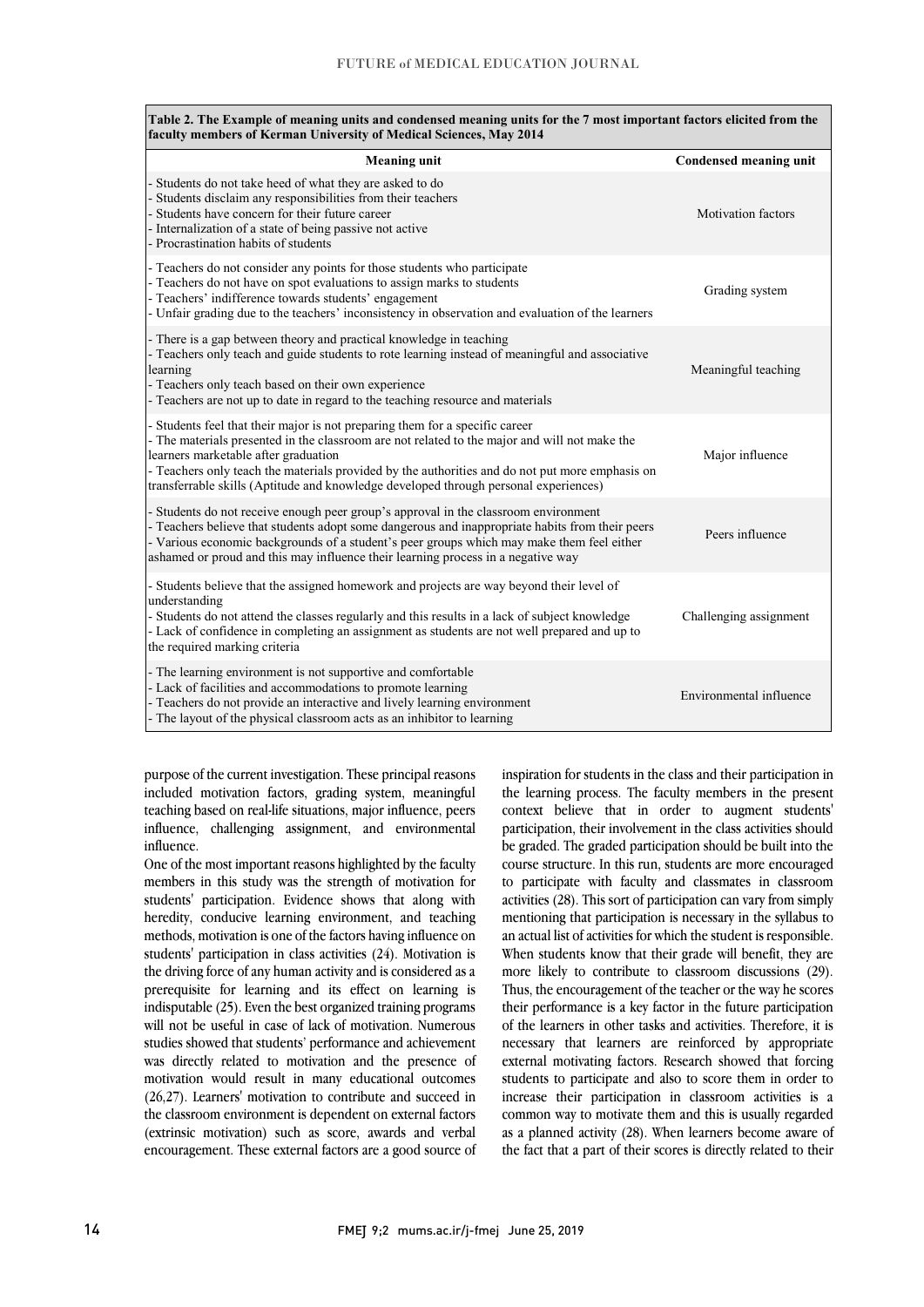**Table 2. The Example of meaning units and condensed meaning units for the 7 most important factors elicited from the faculty members of Kerman University of Medical Sciences, May 2014**

| Meaning unit | Condensed meaning unit |
|---|---|
| - Students do not take heed of what they are asked to do<br>- Students disclaim any responsibilities from their teachers<br>- Students have concern for their future career<br>- Internalization of a state of being passive not active<br>- Procrastination habits of students | Motivation factors |
| - Teachers do not consider any points for those students who participate<br>- Teachers do not have on spot evaluations to assign marks to students<br>- Teachers' indifference towards students' engagement<br>- Unfair grading due to the teachers' inconsistency in observation and evaluation of the learners | Grading system |
| - There is a gap between theory and practical knowledge in teaching<br>- Teachers only teach and guide students to rote learning instead of meaningful and associative learning<br>- Teachers only teach based on their own experience<br>- Teachers are not up to date in regard to the teaching resource and materials | Meaningful teaching |
| - Students feel that their major is not preparing them for a specific career<br>- The materials presented in the classroom are not related to the major and will not make the learners marketable after graduation<br>- Teachers only teach the materials provided by the authorities and do not put more emphasis on transferrable skills (Aptitude and knowledge developed through personal experiences) | Major influence |
| - Students do not receive enough peer group's approval in the classroom environment<br>- Teachers believe that students adopt some dangerous and inappropriate habits from their peers<br>- Various economic backgrounds of a student's peer groups which may make them feel either ashamed or proud and this may influence their learning process in a negative way | Peers influence |
| - Students believe that the assigned homework and projects are way beyond their level of understanding<br>- Students do not attend the classes regularly and this results in a lack of subject knowledge<br>- Lack of confidence in completing an assignment as students are not well prepared and up to the required marking criteria | Challenging assignment |
| - The learning environment is not supportive and comfortable<br>- Lack of facilities and accommodations to promote learning<br>- Teachers do not provide an interactive and lively learning environment<br>- The layout of the physical classroom acts as an inhibitor to learning | Environmental influence |

purpose of the current investigation. These principal reasons included motivation factors, grading system, meaningful teaching based on real-life situations, major influence, peers influence, challenging assignment, and environmental influence.

One of the most important reasons highlighted by the faculty members in this study was the strength of motivation for students' participation. Evidence shows that along with heredity, conducive learning environment, and teaching methods, motivation is one of the factors having influence on students' participation in class activities (24). Motivation is the driving force of any human activity and is considered as a prerequisite for learning and its effect on learning is indisputable (25). Even the best organized training programs will not be useful in case of lack of motivation. Numerous studies showed that students' performance and achievement was directly related to motivation and the presence of motivation would result in many educational outcomes (26,27). Learners' motivation to contribute and succeed in the classroom environment is dependent on external factors (extrinsic motivation) such as score, awards and verbal encouragement. These external factors are a good source of inspiration for students in the class and their participation in the learning process. The faculty members in the present context believe that in order to augment students' participation, their involvement in the class activities should be graded. The graded participation should be built into the course structure. In this run, students are more encouraged to participate with faculty and classmates in classroom activities (28). This sort of participation can vary from simply mentioning that participation is necessary in the syllabus to an actual list of activities for which the student is responsible. When students know that their grade will benefit, they are more likely to contribute to classroom discussions (29). Thus, the encouragement of the teacher or the way he scores their performance is a key factor in the future participation of the learners in other tasks and activities. Therefore, it is necessary that learners are reinforced by appropriate external motivating factors. Research showed that forcing students to participate and also to score them in order to increase their participation in classroom activities is a common way to motivate them and this is usually regarded as a planned activity (28). When learners become aware of the fact that a part of their scores is directly related to their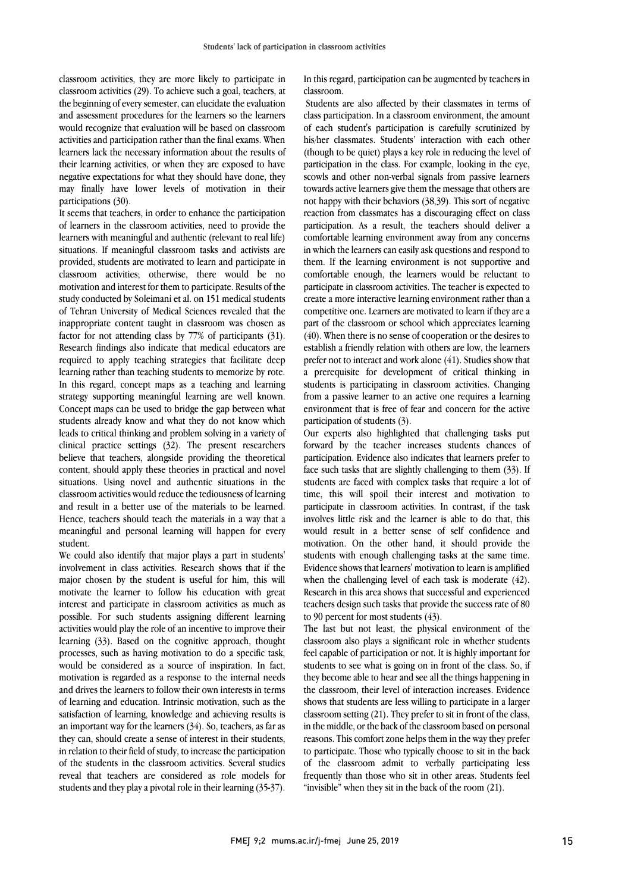classroom activities, they are more likely to participate in classroom activities (29). To achieve such a goal, teachers, at the beginning of every semester, can elucidate the evaluation and assessment procedures for the learners so the learners would recognize that evaluation will be based on classroom activities and participation rather than the final exams. When learners lack the necessary information about the results of their learning activities, or when they are exposed to have negative expectations for what they should have done, they may finally have lower levels of motivation in their participations (30).

It seems that teachers, in order to enhance the participation of learners in the classroom activities, need to provide the learners with meaningful and authentic (relevant to real life) situations. If meaningful classroom tasks and activists are provided, students are motivated to learn and participate in classroom activities; otherwise, there would be no motivation and interest for them to participate. Results of the study conducted by Soleimani et al. on 151 medical students of Tehran University of Medical Sciences revealed that the inappropriate content taught in classroom was chosen as factor for not attending class by 77% of participants (31). Research findings also indicate that medical educators are required to apply teaching strategies that facilitate deep learning rather than teaching students to memorize by rote. In this regard, concept maps as a teaching and learning strategy supporting meaningful learning are well known. Concept maps can be used to bridge the gap between what students already know and what they do not know which leads to critical thinking and problem solving in a variety of clinical practice settings (32). The present researchers believe that teachers, alongside providing the theoretical content, should apply these theories in practical and novel situations. Using novel and authentic situations in the classroom activities would reduce the tediousness of learning and result in a better use of the materials to be learned. Hence, teachers should teach the materials in a way that a meaningful and personal learning will happen for every student.

We could also identify that major plays a part in students' involvement in class activities. Research shows that if the major chosen by the student is useful for him, this will motivate the learner to follow his education with great interest and participate in classroom activities as much as possible. For such students assigning different learning activities would play the role of an incentive to improve their learning (33). Based on the cognitive approach, thought processes, such as having motivation to do a specific task, would be considered as a source of inspiration. In fact, motivation is regarded as a response to the internal needs and drives the learners to follow their own interests in terms of learning and education. Intrinsic motivation, such as the satisfaction of learning, knowledge and achieving results is an important way for the learners (34). So, teachers, as far as they can, should create a sense of interest in their students, in relation to their field of study, to increase the participation of the students in the classroom activities. Several studies reveal that teachers are considered as role models for students and they play a pivotal role in their learning (35-37). In this regard, participation can be augmented by teachers in classroom.

Students are also affected by their classmates in terms of class participation. In a classroom environment, the amount of each student's participation is carefully scrutinized by his/her classmates. Students' interaction with each other (though to be quiet) plays a key role in reducing the level of participation in the class. For example, looking in the eye, scowls and other non-verbal signals from passive learners towards active learners give them the message that others are not happy with their behaviors (38,39). This sort of negative reaction from classmates has a discouraging effect on class participation. As a result, the teachers should deliver a comfortable learning environment away from any concerns in which the learners can easily ask questions and respond to them. If the learning environment is not supportive and comfortable enough, the learners would be reluctant to participate in classroom activities. The teacher is expected to create a more interactive learning environment rather than a competitive one. Learners are motivated to learn if they are a part of the classroom or school which appreciates learning (40). When there is no sense of cooperation or the desires to establish a friendly relation with others are low, the learners prefer not to interact and work alone (41). Studies show that a prerequisite for development of critical thinking in students is participating in classroom activities. Changing from a passive learner to an active one requires a learning environment that is free of fear and concern for the active participation of students (3).

Our experts also highlighted that challenging tasks put forward by the teacher increases students chances of participation. Evidence also indicates that learners prefer to face such tasks that are slightly challenging to them (33). If students are faced with complex tasks that require a lot of time, this will spoil their interest and motivation to participate in classroom activities. In contrast, if the task involves little risk and the learner is able to do that, this would result in a better sense of self confidence and motivation. On the other hand, it should provide the students with enough challenging tasks at the same time. Evidence shows that learners' motivation to learn is amplified when the challenging level of each task is moderate (42). Research in this area shows that successful and experienced teachers design such tasks that provide the success rate of 80 to 90 percent for most students (43).

The last but not least, the physical environment of the classroom also plays a significant role in whether students feel capable of participation or not. It is highly important for students to see what is going on in front of the class. So, if they become able to hear and see all the things happening in the classroom, their level of interaction increases. Evidence shows that students are less willing to participate in a larger classroom setting (21). They prefer to sit in front of the class, in the middle, or the back of the classroom based on personal reasons. This comfort zone helps them in the way they prefer to participate. Those who typically choose to sit in the back of the classroom admit to verbally participating less frequently than those who sit in other areas. Students feel "invisible" when they sit in the back of the room (21).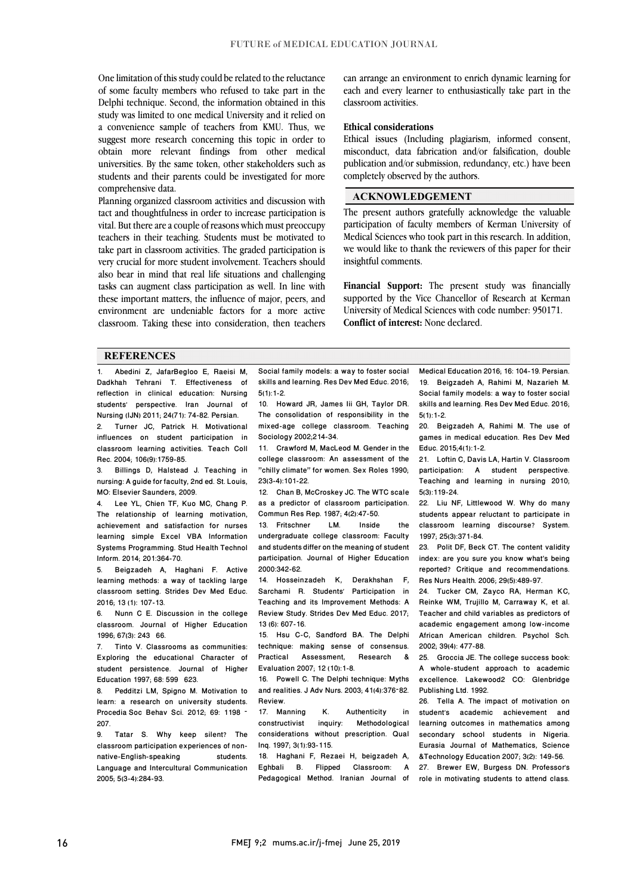One limitation of this study could be related to the reluctance of some faculty members who refused to take part in the Delphi technique. Second, the information obtained in this study was limited to one medical University and it relied on a convenience sample of teachers from KMU. Thus, we suggest more research concerning this topic in order to obtain more relevant findings from other medical universities. By the same token, other stakeholders such as students and their parents could be investigated for more comprehensive data.

Planning organized classroom activities and discussion with tact and thoughtfulness in order to increase participation is vital. But there are a couple of reasons which must preoccupy teachers in their teaching. Students must be motivated to take part in classroom activities. The graded participation is very crucial for more student involvement. Teachers should also bear in mind that real life situations and challenging tasks can augment class participation as well. In line with these important matters, the influence of major, peers, and environment are undeniable factors for a more active classroom. Taking these into consideration, then teachers can arrange an environment to enrich dynamic learning for each and every learner to enthusiastically take part in the classroom activities.

**Ethical considerations**

Ethical issues (Including plagiarism, informed consent, misconduct, data fabrication and/or falsification, double publication and/or submission, redundancy, etc.) have been completely observed by the authors.

## ACKNOWLEDGEMENT

The present authors gratefully acknowledge the valuable participation of faculty members of Kerman University of Medical Sciences who took part in this research. In addition, we would like to thank the reviewers of this paper for their insightful comments.

**Financial Support:** The present study was financially supported by the Vice Chancellor of Research at Kerman University of Medical Sciences with code number: 950171.

**Conflict of interest:** None declared.

## REFERENCES

1. Abedini Z, JafarBegloo E, Raeisi M, Dadkhah Tehrani T. Effectiveness of reflection in clinical education: Nursing students' perspective. Iran Journal of Nursing (IJN) 2011; 24(71): 74-82. Persian.
2. Turner JC, Patrick H. Motivational influences on student participation in classroom learning activities. Teach Coll Rec. 2004; 106(9):1759-85.
3. Billings D, Halstead J. Teaching in nursing: A guide for faculty, 2nd ed. St. Louis, MO: Elsevier Saunders, 2009.
4. Lee YL, Chien TF, Kuo MC, Chang P. The relationship of learning motivation, achievement and satisfaction for nurses learning simple Excel VBA Information Systems Programming. Stud Health Technol Inform. 2014; 201:364-70.
5. Beigzadeh A, Haghani F. Active learning methods: a way of tackling large classroom setting. Strides Dev Med Educ. 2016; 13 (1): 107-13.
6. Nunn C E. Discussion in the college classroom. Journal of Higher Education 1996; 67(3): 243 66.
7. Tinto V. Classrooms as communities: Exploring the educational Character of student persistence. Journal of Higher Education 1997; 68: 599 623.
8. Pedditzi LM, Spigno M. Motivation to learn: a research on university students. Procedia Soc Behav Sci. 2012; 69: 1198 - 207.
9. Tatar S. Why keep silent? The classroom participation experiences of non-native-English-speaking students. Language and Intercultural Communication 2005; 5(3-4):284-93.
10. Howard JR, James Iii GH, Taylor DR. The consolidation of responsibility in the mixed-age college classroom. Teaching Sociology 2002;214-34.
11. Crawford M, MacLeod M. Gender in the college classroom: An assessment of the "chilly climate" for women. Sex Roles 1990; 23(3-4):101-22.
12. Chan B, McCroskey JC. The WTC scale as a predictor of classroom participation. Commun Res Rep. 1987; 4(2):47-50.
13. Fritschner LM. Inside the undergraduate college classroom: Faculty and students differ on the meaning of student participation. Journal of Higher Education 2000:342-62.
14. Hosseinzadeh K, Derakhshan F, Sarchami R. Students' Participation in Teaching and its Improvement Methods: A Review Study. Strides Dev Med Educ. 2017; 13 (6): 607-16.
15. Hsu C-C, Sandford BA. The Delphi technique: making sense of consensus. Practical Assessment, Research & Evaluation 2007; 12 (10):1-8.
16. Powell C. The Delphi technique: Myths and realities. J Adv Nurs. 2003; 41(4):376-82. Review.
17. Manning K. Authenticity in constructivist inquiry: Methodological considerations without prescription. Qual Inq. 1997; 3(1):93-115.
18. Haghani F, Rezaei H, beigzadeh A, Eghbali B. Flipped Classroom: A Pedagogical Method. Iranian Journal of Medical Education 2016; 16: 104-19. Persian.
19. Beigzadeh A, Rahimi M, Nazarieh M. Social family models: a way to foster social skills and learning. Res Dev Med Educ. 2016; 5(1):1-2.
20. Beigzadeh A, Rahimi M. The use of games in medical education. Res Dev Med Educ. 2015;4(1):1-2.
21. Loftin C, Davis LA, Hartin V. Classroom participation: A student perspective. Teaching and learning in nursing 2010; 5(3):119-24.
22. Liu NF, Littlewood W. Why do many students appear reluctant to participate in classroom learning discourse? System. 1997; 25(3):371-84.
23. Polit DF, Beck CT. The content validity index: are you sure you know what's being reported? Critique and recommendations. Res Nurs Health. 2006; 29(5):489-97.
24. Tucker CM, Zayco RA, Herman KC, Reinke WM, Trujillo M, Carraway K, et al. Teacher and child variables as predictors of academic engagement among low-income African American children. Psychol Sch. 2002; 39(4): 477-88.
25. Groccia JE. The college success book: A whole-student approach to academic excellence. Lakewood2 CO: Glenbridge Publishing Ltd. 1992.
26. Tella A. The impact of motivation on student's academic achievement and learning outcomes in mathematics among secondary school students in Nigeria. Eurasia Journal of Mathematics, Science &Technology Education 2007; 3(2): 149-56.
27. Brewer EW, Burgess DN. Professor's role in motivating students to attend class.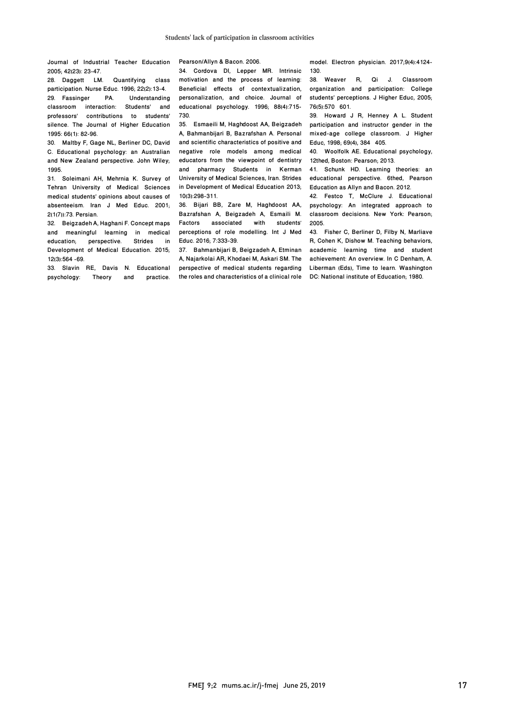Journal of Industrial Teacher Education 2005; 42(23): 23-47.

28. Daggett LM. Quantifying class participation. Nurse Educ. 1996; 22(2):13-4.

29. Fassinger PA. Understanding classroom interaction: Students' and professors' contributions to students' silence. The Journal of Higher Education 1995: 66(1): 82-96.

30. Maltby F, Gage NL, Berliner DC, David C. Educational psychology: an Australian and New Zealand perspective. John Wiley; 1995.

31. Soleimani AH, Mehrnia K. Survey of Tehran University of Medical Sciences medical students' opinions about causes of absenteeism. Iran J Med Educ. 2001; 2(1(7)):73. Persian.

32. Beigzadeh A, Haghani F. Concept maps and meaningful learning in medical education; perspective. Strides in Development of Medical Education. 2015; 12(3):564 -69.

33. Slavin RE, Davis N. Educational psychology: Theory and practice. Pearson/Allyn & Bacon. 2006.

34. Cordova DI, Lepper MR. Intrinsic motivation and the process of learning: Beneficial effects of contextualization, personalization, and choice. Journal of educational psychology. 1996; 88(4):715-730.

35. Esmaeili M, Haghdoost AA, Beigzadeh A, Bahmanbijari B, Bazrafshan A. Personal and scientific characteristics of positive and negative role models among medical educators from the viewpoint of dentistry and pharmacy Students in Kerman University of Medical Sciences, Iran. Strides in Development of Medical Education 2013; 10(3):298-311.

36. Bijari BB, Zare M, Haghdoost AA, Bazrafshan A, Beigzadeh A, Esmaili M. Factors associated with students' perceptions of role modelling. Int J Med Educ. 2016; 7:333-39.

37. Bahmanbijari B, Beigzadeh A, Etminan A, Najarkolai AR, Khodaei M, Askari SM. The perspective of medical students regarding the roles and characteristics of a clinical role model. Electron physician. 2017;9(4):4124-130.

38. Weaver R, Qi J. Classroom organization and participation: College students' perceptions. J Higher Educ, 2005; 76(5):570 601.

39. Howard J R, Henney A L. Student participation and instructor gender in the mixed-age college classroom. J Higher Educ, 1998; 69(4), 384 405.

40. Woolfolk AE. Educational psychology, 12thed, Boston: Pearson; 2013.

41. Schunk HD. Learning theories: an educational perspective. 6thed, Pearson Education as Allyn and Bacon. 2012.

42. Festco T, McClure J. Educational psychology: An integrated approach to classroom decisions. New York: Pearson; 2005.

43. Fisher C, Berliner D, Filby N, Marliave R, Cohen K, Dishow M. Teaching behaviors, academic learning time and student achievement: An overview. In C Denham, A. Liberman (Eds), Time to learn. Washington DC: National institute of Education; 1980.